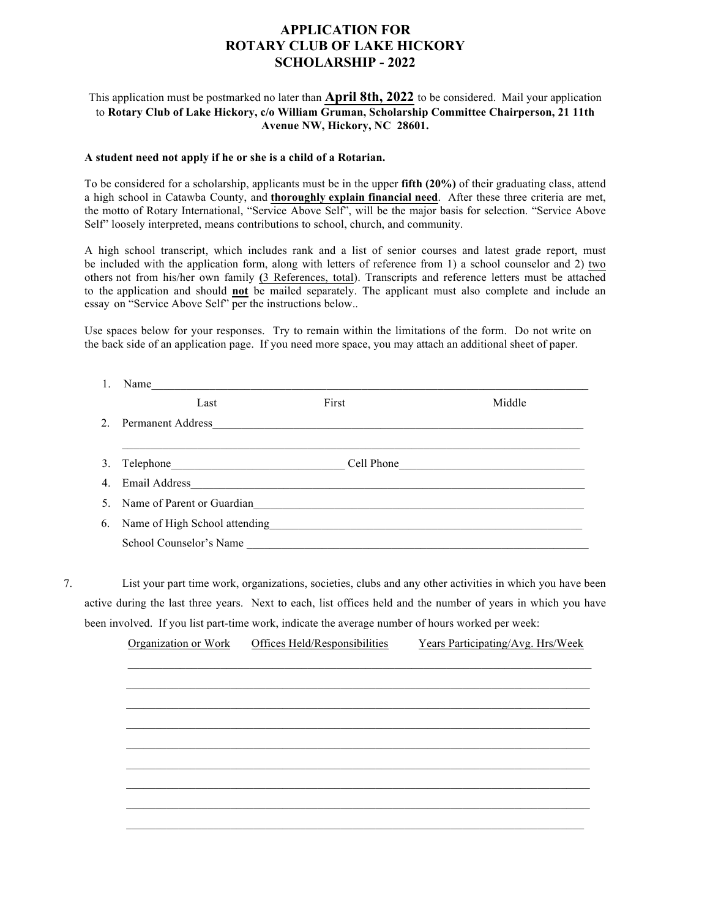# APPLICATION FOR ROTARY CLUB OF LAKE HICKORY SCHOLARSHIP - 2022

This application must be postmarked no later than **April 8th, 2022** to be considered. Mail your application to **Rotary Club of Lake Hickory, c/o William Gruman, Scholarship Committee Chairperson, 21 11th Avenue NW, Hickory, NC 28601.**

**A student need not apply if he or she is a child of a Rotarian.**

To be considered for a scholarship, applicants must be in the upper **fifth (20%)** of their graduating class, attend a high school in Catawba County, and **thoroughly explain financial need**. After these three criteria are met, the motto of Rotary International, "Service Above Self", will be the major basis for selection. "Service Above Self" loosely interpreted, means contributions to school, church, and community.

A high school transcript, which includes rank and a list of senior courses and latest grade report, must be included with the application form, along with letters of reference from 1) a school counselor and 2) two others not from his/her own family **(**3 References, total). Transcripts and reference letters must be attached to the application and should **not** be mailed separately. The applicant must also complete and include an essay on "Service Above Self" per the instructions below..

Use spaces below for your responses. Try to remain within the limitations of the form. Do not write on the back side of an application page. If you need more space, you may attach an additional sheet of paper.

1. Name_______________________________________________
   Last First Middle
2. Permanent Address_______________________________________________

   _______________________________________________
3. Telephone_____________________ Cell Phone_____________________
4. Email Address_______________________________________________
5. Name of Parent or Guardian_______________________________________________
6. Name of High School attending_______________________________________________

   School Counselor's Name _______________________________________________

7. List your part time work, organizations, societies, clubs and any other activities in which you have been active during the last three years. Next to each, list offices held and the number of years in which you have been involved. If you list part-time work, indicate the average number of hours worked per week:

| Organization or Work | Offices Held/Responsibilities | Years Participating/Avg. Hrs/Week |
|---|---|---|
| | | |
| | | |
| | | |
| | | |
| | | |
| | | |
| | | |
| | | |
| | | |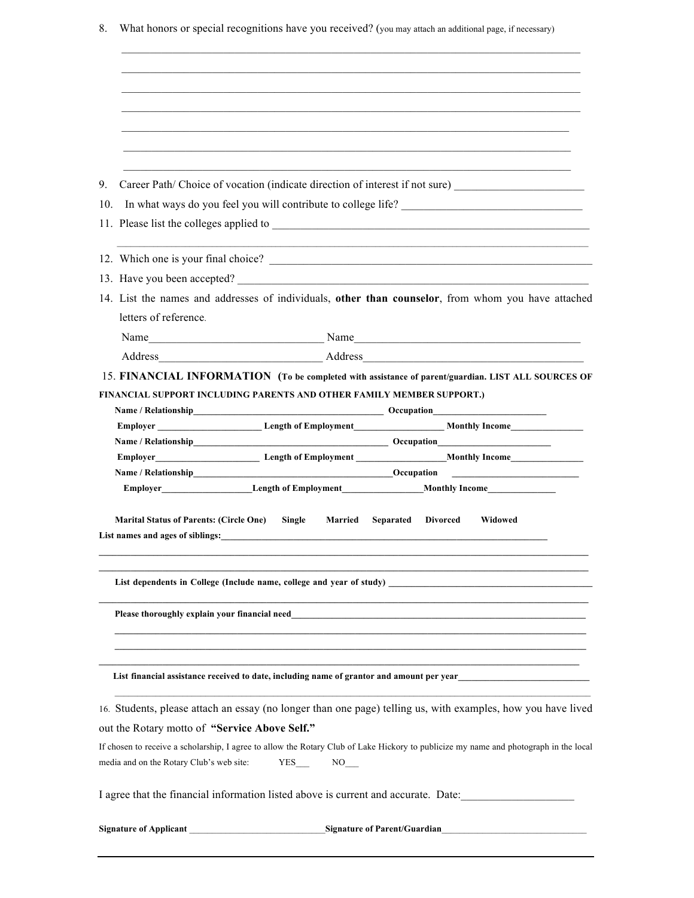8. What honors or special recognitions have you received? (you may attach an additional page, if necessary)

______________________________________________________________________________

______________________________________________________________________________

______________________________________________________________________________

______________________________________________________________________________

______________________________________________________________________________

______________________________________________________________________________

______________________________________________________________________________

9. Career Path/ Choice of vocation (indicate direction of interest if not sure) ______________________

10. In what ways do you feel you will contribute to college life? ______________________________

11. Please list the colleges applied to ________________________________________________

______________________________________________________________________________

12. Which one is your final choice? _________________________________________________

13. Have you been accepted? _______________________________________________________

14. List the names and addresses of individuals, **other than counselor**, from whom you have attached letters of reference.

Name______________________________ Name______________________________________

Address____________________________ Address____________________________________

15. **FINANCIAL INFORMATION (To be completed with assistance of parent/guardian. LIST ALL SOURCES OF FINANCIAL SUPPORT INCLUDING PARENTS AND OTHER FAMILY MEMBER SUPPORT.)**

**Name / Relationship**________________________________________ **Occupation**________________________

**Employer** ______________________ **Length of Employment**___________________ **Monthly Income**_______________

**Name / Relationship**________________________________________ **Occupation**________________________

**Employer**______________________ **Length of Employment** ___________________**Monthly Income**_______________

**Name / Relationship**________________________________________**Occupation** _________________________

**Employer**___________________**Length of Employment**_________________**Monthly Income**______________

**Marital Status of Parents: (Circle One) Single Married Separated Divorced Widowed**

**List names and ages of siblings:**__________________________________________________________________

______________________________________________________________________________

______________________________________________________________________________

**List dependents in College (Include name, college and year of study)** ____________________________________

______________________________________________________________________________

**Please thoroughly explain your financial need**_________________________________________________________

______________________________________________________________________________

______________________________________________________________________________

______________________________________________________________________________

**List financial assistance received to date, including name of grantor and amount per year**___________________________

______________________________________________________________________________

16. Students, please attach an essay (no longer than one page) telling us, with examples, how you have lived out the Rotary motto of **"Service Above Self."**

If chosen to receive a scholarship, I agree to allow the Rotary Club of Lake Hickory to publicize my name and photograph in the local media and on the Rotary Club's web site: YES___ NO___

I agree that the financial information listed above is current and accurate. Date:___________________

**Signature of Applicant** _____________________________**Signature of Parent/Guardian**______________________________